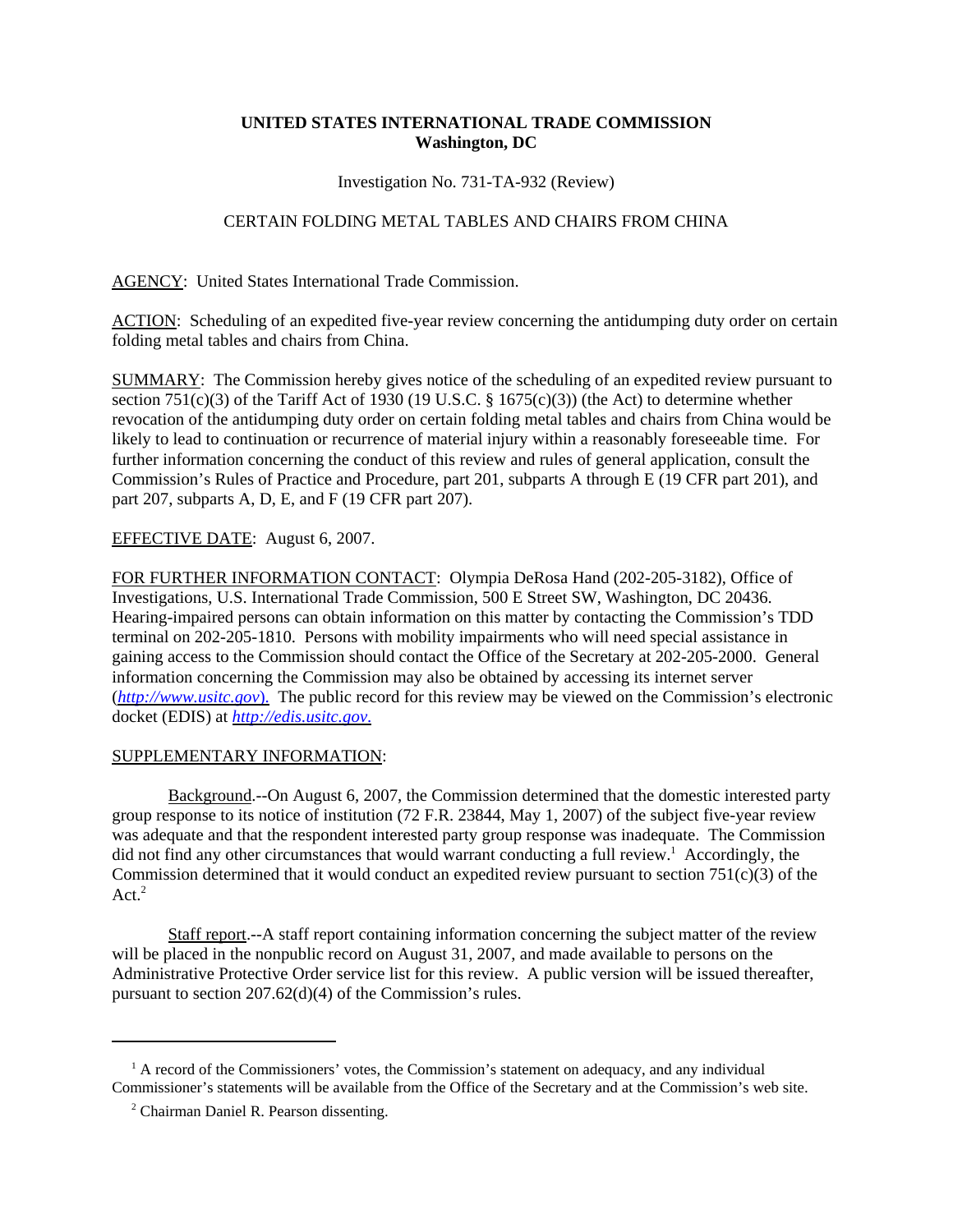**UNITED STATES INTERNATIONAL TRADE COMMISSION**
**Washington, DC**

Investigation No. 731-TA-932 (Review)

CERTAIN FOLDING METAL TABLES AND CHAIRS FROM CHINA

AGENCY: United States International Trade Commission.

ACTION: Scheduling of an expedited five-year review concerning the antidumping duty order on certain folding metal tables and chairs from China.

SUMMARY: The Commission hereby gives notice of the scheduling of an expedited review pursuant to section 751(c)(3) of the Tariff Act of 1930 (19 U.S.C. § 1675(c)(3)) (the Act) to determine whether revocation of the antidumping duty order on certain folding metal tables and chairs from China would be likely to lead to continuation or recurrence of material injury within a reasonably foreseeable time. For further information concerning the conduct of this review and rules of general application, consult the Commission's Rules of Practice and Procedure, part 201, subparts A through E (19 CFR part 201), and part 207, subparts A, D, E, and F (19 CFR part 207).

EFFECTIVE DATE: August 6, 2007.

FOR FURTHER INFORMATION CONTACT: Olympia DeRosa Hand (202-205-3182), Office of Investigations, U.S. International Trade Commission, 500 E Street SW, Washington, DC 20436. Hearing-impaired persons can obtain information on this matter by contacting the Commission's TDD terminal on 202-205-1810. Persons with mobility impairments who will need special assistance in gaining access to the Commission should contact the Office of the Secretary at 202-205-2000. General information concerning the Commission may also be obtained by accessing its internet server (*http://www.usitc.gov*). The public record for this review may be viewed on the Commission's electronic docket (EDIS) at *http://edis.usitc.gov.*

SUPPLEMENTARY INFORMATION:

Background.--On August 6, 2007, the Commission determined that the domestic interested party group response to its notice of institution (72 F.R. 23844, May 1, 2007) of the subject five-year review was adequate and that the respondent interested party group response was inadequate. The Commission did not find any other circumstances that would warrant conducting a full review.[1] Accordingly, the Commission determined that it would conduct an expedited review pursuant to section 751(c)(3) of the Act.[2]

Staff report.--A staff report containing information concerning the subject matter of the review will be placed in the nonpublic record on August 31, 2007, and made available to persons on the Administrative Protective Order service list for this review. A public version will be issued thereafter, pursuant to section 207.62(d)(4) of the Commission's rules.

[1] A record of the Commissioners' votes, the Commission's statement on adequacy, and any individual Commissioner's statements will be available from the Office of the Secretary and at the Commission's web site.

[2] Chairman Daniel R. Pearson dissenting.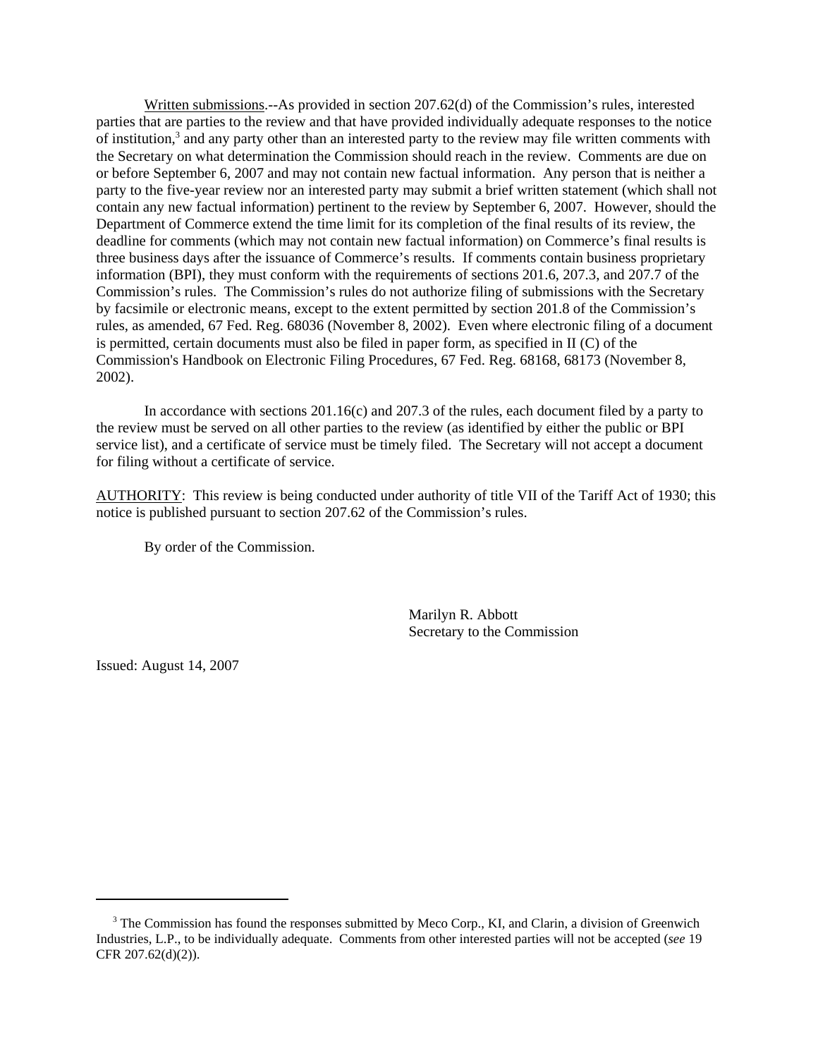Written submissions.--As provided in section 207.62(d) of the Commission's rules, interested parties that are parties to the review and that have provided individually adequate responses to the notice of institution,[3] and any party other than an interested party to the review may file written comments with the Secretary on what determination the Commission should reach in the review. Comments are due on or before September 6, 2007 and may not contain new factual information. Any person that is neither a party to the five-year review nor an interested party may submit a brief written statement (which shall not contain any new factual information) pertinent to the review by September 6, 2007. However, should the Department of Commerce extend the time limit for its completion of the final results of its review, the deadline for comments (which may not contain new factual information) on Commerce's final results is three business days after the issuance of Commerce's results. If comments contain business proprietary information (BPI), they must conform with the requirements of sections 201.6, 207.3, and 207.7 of the Commission's rules. The Commission's rules do not authorize filing of submissions with the Secretary by facsimile or electronic means, except to the extent permitted by section 201.8 of the Commission's rules, as amended, 67 Fed. Reg. 68036 (November 8, 2002). Even where electronic filing of a document is permitted, certain documents must also be filed in paper form, as specified in II (C) of the Commission's Handbook on Electronic Filing Procedures, 67 Fed. Reg. 68168, 68173 (November 8, 2002).

In accordance with sections 201.16(c) and 207.3 of the rules, each document filed by a party to the review must be served on all other parties to the review (as identified by either the public or BPI service list), and a certificate of service must be timely filed. The Secretary will not accept a document for filing without a certificate of service.

AUTHORITY: This review is being conducted under authority of title VII of the Tariff Act of 1930; this notice is published pursuant to section 207.62 of the Commission's rules.

By order of the Commission.

Marilyn R. Abbott
Secretary to the Commission

Issued: August 14, 2007

---

[3] The Commission has found the responses submitted by Meco Corp., KI, and Clarin, a division of Greenwich Industries, L.P., to be individually adequate. Comments from other interested parties will not be accepted (*see* 19 CFR 207.62(d)(2)).